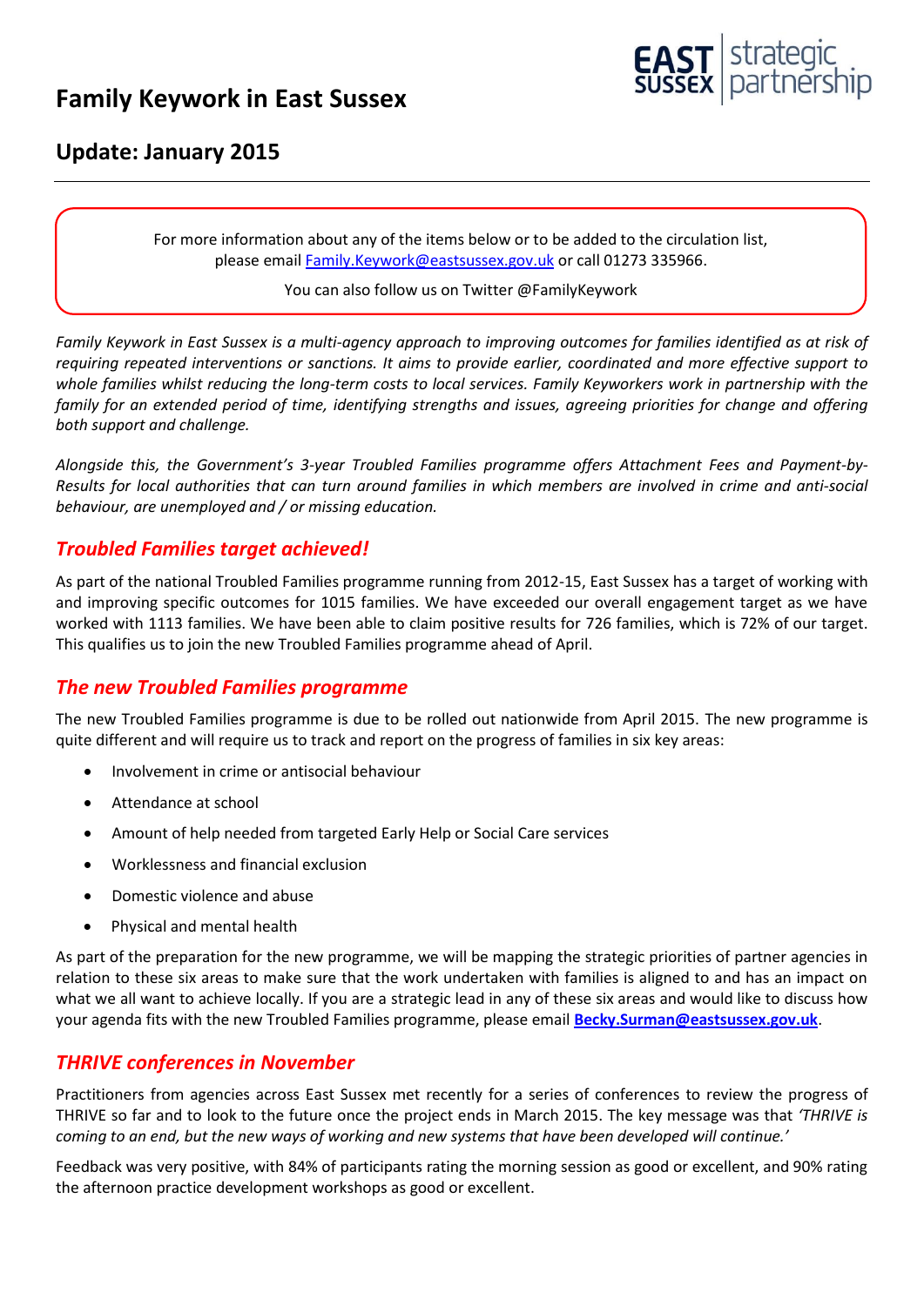# Family Keywork in East Sussex

## Update: January 2015

For more information about any of the items below or to be added to the circulation list, please email Family.Keywork@eastsussex.gov.uk or call 01273 335966.

You can also follow us on Twitter @FamilyKeywork

*Family Keywork in East Sussex is a multi-agency approach to improving outcomes for families identified as at risk of requiring repeated interventions or sanctions. It aims to provide earlier, coordinated and more effective support to whole families whilst reducing the long-term costs to local services. Family Keyworkers work in partnership with the family for an extended period of time, identifying strengths and issues, agreeing priorities for change and offering both support and challenge.*

*Alongside this, the Government's 3-year Troubled Families programme offers Attachment Fees and Payment-by-Results for local authorities that can turn around families in which members are involved in crime and anti-social behaviour, are unemployed and / or missing education.*

### *Troubled Families target achieved!*

As part of the national Troubled Families programme running from 2012-15, East Sussex has a target of working with and improving specific outcomes for 1015 families. We have exceeded our overall engagement target as we have worked with 1113 families. We have been able to claim positive results for 726 families, which is 72% of our target. This qualifies us to join the new Troubled Families programme ahead of April.

### *The new Troubled Families programme*

The new Troubled Families programme is due to be rolled out nationwide from April 2015. The new programme is quite different and will require us to track and report on the progress of families in six key areas:

- Involvement in crime or antisocial behaviour
- Attendance at school
- Amount of help needed from targeted Early Help or Social Care services
- Worklessness and financial exclusion
- Domestic violence and abuse
- Physical and mental health

As part of the preparation for the new programme, we will be mapping the strategic priorities of partner agencies in relation to these six areas to make sure that the work undertaken with families is aligned to and has an impact on what we all want to achieve locally. If you are a strategic lead in any of these six areas and would like to discuss how your agenda fits with the new Troubled Families programme, please email **Becky.Surman@eastsussex.gov.uk**.

### *THRIVE conferences in November*

Practitioners from agencies across East Sussex met recently for a series of conferences to review the progress of THRIVE so far and to look to the future once the project ends in March 2015. The key message was that *'THRIVE is coming to an end, but the new ways of working and new systems that have been developed will continue.'*

Feedback was very positive, with 84% of participants rating the morning session as good or excellent, and 90% rating the afternoon practice development workshops as good or excellent.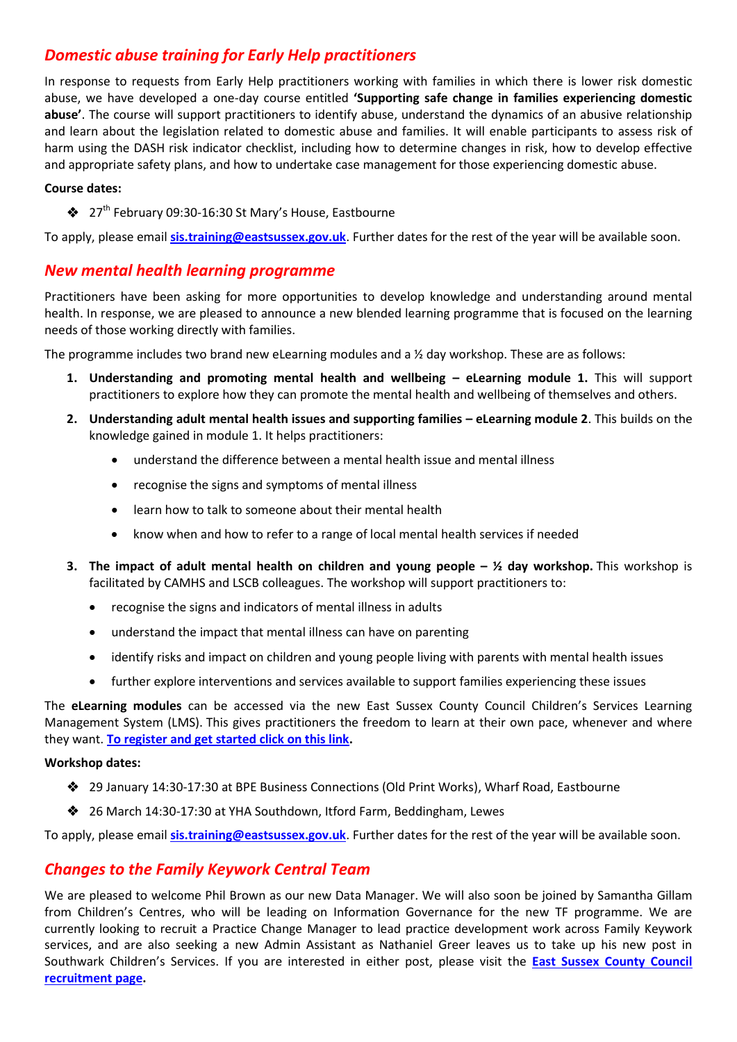## *Domestic abuse training for Early Help practitioners*

In response to requests from Early Help practitioners working with families in which there is lower risk domestic abuse, we have developed a one-day course entitled **'Supporting safe change in families experiencing domestic abuse'**. The course will support practitioners to identify abuse, understand the dynamics of an abusive relationship and learn about the legislation related to domestic abuse and families. It will enable participants to assess risk of harm using the DASH risk indicator checklist, including how to determine changes in risk, how to develop effective and appropriate safety plans, and how to undertake case management for those experiencing domestic abuse.

**Course dates:**

- 27th February 09:30-16:30 St Mary's House, Eastbourne

To apply, please email **sis.training@eastsussex.gov.uk**. Further dates for the rest of the year will be available soon.

## *New mental health learning programme*

Practitioners have been asking for more opportunities to develop knowledge and understanding around mental health. In response, we are pleased to announce a new blended learning programme that is focused on the learning needs of those working directly with families.

The programme includes two brand new eLearning modules and a ½ day workshop. These are as follows:

1. **Understanding and promoting mental health and wellbeing – eLearning module 1.** This will support practitioners to explore how they can promote the mental health and wellbeing of themselves and others.
2. **Understanding adult mental health issues and supporting families – eLearning module 2**. This builds on the knowledge gained in module 1. It helps practitioners:
   - understand the difference between a mental health issue and mental illness
   - recognise the signs and symptoms of mental illness
   - learn how to talk to someone about their mental health
   - know when and how to refer to a range of local mental health services if needed
3. **The impact of adult mental health on children and young people – ½ day workshop.** This workshop is facilitated by CAMHS and LSCB colleagues. The workshop will support practitioners to:
   - recognise the signs and indicators of mental illness in adults
   - understand the impact that mental illness can have on parenting
   - identify risks and impact on children and young people living with parents with mental health issues
   - further explore interventions and services available to support families experiencing these issues

The **eLearning modules** can be accessed via the new East Sussex County Council Children's Services Learning Management System (LMS). This gives practitioners the freedom to learn at their own pace, whenever and where they want. **To register and get started click on this link.**

**Workshop dates:**

- 29 January 14:30-17:30 at BPE Business Connections (Old Print Works), Wharf Road, Eastbourne
- 26 March 14:30-17:30 at YHA Southdown, Itford Farm, Beddingham, Lewes

To apply, please email **sis.training@eastsussex.gov.uk**. Further dates for the rest of the year will be available soon.

## *Changes to the Family Keywork Central Team*

We are pleased to welcome Phil Brown as our new Data Manager. We will also soon be joined by Samantha Gillam from Children's Centres, who will be leading on Information Governance for the new TF programme. We are currently looking to recruit a Practice Change Manager to lead practice development work across Family Keywork services, and are also seeking a new Admin Assistant as Nathaniel Greer leaves us to take up his new post in Southwark Children's Services. If you are interested in either post, please visit the **East Sussex County Council recruitment page.**